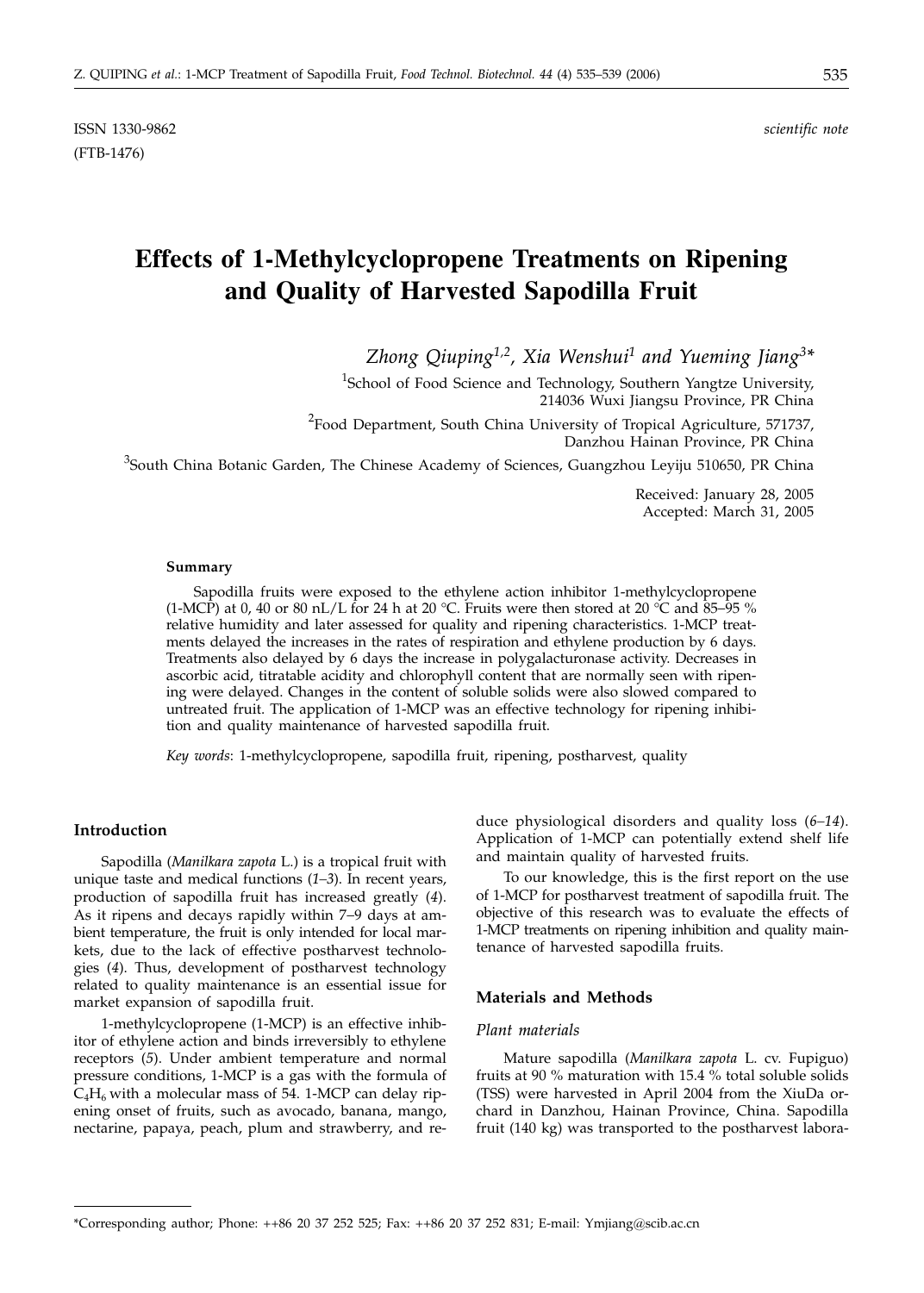ISSN 1330-9862 *scientific note*
(FTB-1476)

# Effects of 1-Methylcyclopropene Treatments on Ripening and Quality of Harvested Sapodilla Fruit

*Zhong Qiuping[1,2], Xia Wenshui[1] and Yueming Jiang[3]**

[1]School of Food Science and Technology, Southern Yangtze University, 214036 Wuxi Jiangsu Province, PR China

[2]Food Department, South China University of Tropical Agriculture, 571737, Danzhou Hainan Province, PR China

[3]South China Botanic Garden, The Chinese Academy of Sciences, Guangzhou Leyiju 510650, PR China

Received: January 28, 2005
Accepted: March 31, 2005

**Summary**

Sapodilla fruits were exposed to the ethylene action inhibitor 1-methylcyclopropene (1-MCP) at 0, 40 or 80 nL/L for 24 h at 20 °C. Fruits were then stored at 20 °C and 85–95 % relative humidity and later assessed for quality and ripening characteristics. 1-MCP treatments delayed the increases in the rates of respiration and ethylene production by 6 days. Treatments also delayed by 6 days the increase in polygalacturonase activity. Decreases in ascorbic acid, titratable acidity and chlorophyll content that are normally seen with ripening were delayed. Changes in the content of soluble solids were also slowed compared to untreated fruit. The application of 1-MCP was an effective technology for ripening inhibition and quality maintenance of harvested sapodilla fruit.

*Key words*: 1-methylcyclopropene, sapodilla fruit, ripening, postharvest, quality

## Introduction

Sapodilla (*Manilkara zapota* L.) is a tropical fruit with unique taste and medical functions (*1–3*). In recent years, production of sapodilla fruit has increased greatly (*4*). As it ripens and decays rapidly within 7–9 days at ambient temperature, the fruit is only intended for local markets, due to the lack of effective postharvest technologies (*4*). Thus, development of postharvest technology related to quality maintenance is an essential issue for market expansion of sapodilla fruit.

1-methylcyclopropene (1-MCP) is an effective inhibitor of ethylene action and binds irreversibly to ethylene receptors (*5*). Under ambient temperature and normal pressure conditions, 1-MCP is a gas with the formula of $C_4H_6$ with a molecular mass of 54. 1-MCP can delay ripening onset of fruits, such as avocado, banana, mango, nectarine, papaya, peach, plum and strawberry, and reduce physiological disorders and quality loss (*6–14*). Application of 1-MCP can potentially extend shelf life and maintain quality of harvested fruits.

To our knowledge, this is the first report on the use of 1-MCP for postharvest treatment of sapodilla fruit. The objective of this research was to evaluate the effects of 1-MCP treatments on ripening inhibition and quality maintenance of harvested sapodilla fruits.

## Materials and Methods

### *Plant materials*

Mature sapodilla (*Manilkara zapota* L. cv. Fupiguo) fruits at 90 % maturation with 15.4 % total soluble solids (TSS) were harvested in April 2004 from the XiuDa orchard in Danzhou, Hainan Province, China. Sapodilla fruit (140 kg) was transported to the postharvest labora-

*Corresponding author; Phone: ++86 20 37 252 525; Fax: ++86 20 37 252 831; E-mail: Ymjiang@scib.ac.cn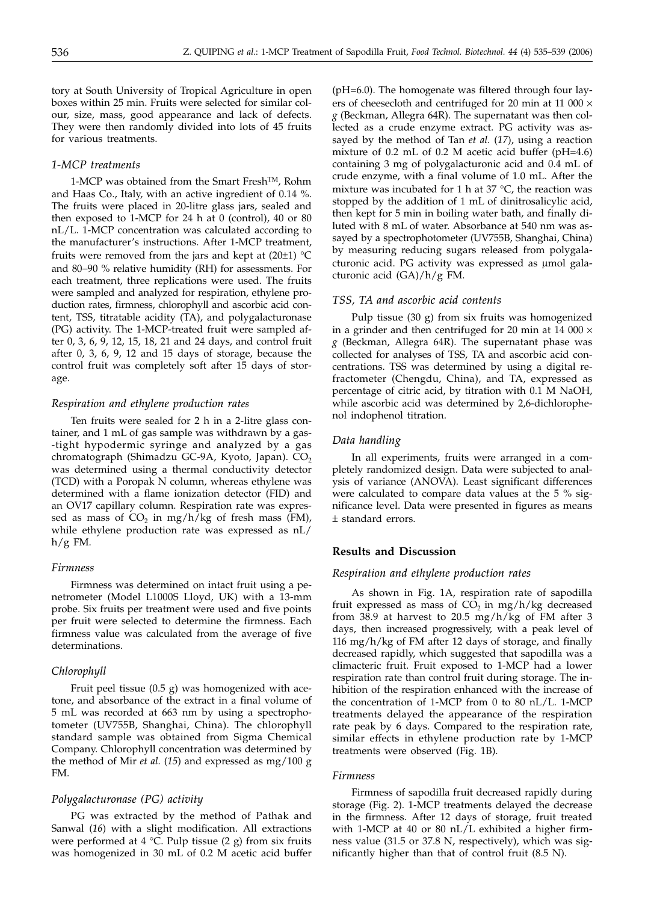tory at South University of Tropical Agriculture in open boxes within 25 min. Fruits were selected for similar colour, size, mass, good appearance and lack of defects. They were then randomly divided into lots of 45 fruits for various treatments.

### *1-MCP treatments*

1-MCP was obtained from the Smart Fresh$^{TM}$, Rohm and Haas Co., Italy, with an active ingredient of 0.14 %. The fruits were placed in 20-litre glass jars, sealed and then exposed to 1-MCP for 24 h at 0 (control), 40 or 80 nL/L. 1-MCP concentration was calculated according to the manufacturer's instructions. After 1-MCP treatment, fruits were removed from the jars and kept at (20±1) °C and 80–90 % relative humidity (RH) for assessments. For each treatment, three replications were used. The fruits were sampled and analyzed for respiration, ethylene production rates, firmness, chlorophyll and ascorbic acid content, TSS, titratable acidity (TA), and polygalacturonase (PG) activity. The 1-MCP-treated fruit were sampled after 0, 3, 6, 9, 12, 15, 18, 21 and 24 days, and control fruit after 0, 3, 6, 9, 12 and 15 days of storage, because the control fruit was completely soft after 15 days of storage.

### *Respiration and ethylene production rates*

Ten fruits were sealed for 2 h in a 2-litre glass container, and 1 mL of gas sample was withdrawn by a gas-tight hypodermic syringe and analyzed by a gas chromatograph (Shimadzu GC-9A, Kyoto, Japan). $CO_2$ was determined using a thermal conductivity detector (TCD) with a Poropak N column, whereas ethylene was determined with a flame ionization detector (FID) and an OV17 capillary column. Respiration rate was expressed as mass of $CO_2$ in mg/h/kg of fresh mass (FM), while ethylene production rate was expressed as nL/h/g FM.

### *Firmness*

Firmness was determined on intact fruit using a penetrometer (Model L1000S Lloyd, UK) with a 13-mm probe. Six fruits per treatment were used and five points per fruit were selected to determine the firmness. Each firmness value was calculated from the average of five determinations.

### *Chlorophyll*

Fruit peel tissue (0.5 g) was homogenized with acetone, and absorbance of the extract in a final volume of 5 mL was recorded at 663 nm by using a spectrophotometer (UV755B, Shanghai, China). The chlorophyll standard sample was obtained from Sigma Chemical Company. Chlorophyll concentration was determined by the method of Mir *et al.* (*15*) and expressed as mg/100 g FM.

### *Polygalacturonase (PG) activity*

PG was extracted by the method of Pathak and Sanwal (*16*) with a slight modification. All extractions were performed at 4 °C. Pulp tissue (2 g) from six fruits was homogenized in 30 mL of 0.2 M acetic acid buffer (pH=6.0). The homogenate was filtered through four layers of cheesecloth and centrifuged for 20 min at 11 000 × *g* (Beckman, Allegra 64R). The supernatant was then collected as a crude enzyme extract. PG activity was assayed by the method of Tan *et al.* (*17*), using a reaction mixture of 0.2 mL of 0.2 M acetic acid buffer (pH=4.6) containing 3 mg of polygalacturonic acid and 0.4 mL of crude enzyme, with a final volume of 1.0 mL. After the mixture was incubated for 1 h at 37 °C, the reaction was stopped by the addition of 1 mL of dinitrosalicylic acid, then kept for 5 min in boiling water bath, and finally diluted with 8 mL of water. Absorbance at 540 nm was assayed by a spectrophotometer (UV755B, Shanghai, China) by measuring reducing sugars released from polygalacturonic acid. PG activity was expressed as μmol galacturonic acid (GA)/h/g FM.

### *TSS, TA and ascorbic acid contents*

Pulp tissue (30 g) from six fruits was homogenized in a grinder and then centrifuged for 20 min at 14 000 × *g* (Beckman, Allegra 64R). The supernatant phase was collected for analyses of TSS, TA and ascorbic acid concentrations. TSS was determined by using a digital refractometer (Chengdu, China), and TA, expressed as percentage of citric acid, by titration with 0.1 M NaOH, while ascorbic acid was determined by 2,6-dichlorophenol indophenol titration.

### *Data handling*

In all experiments, fruits were arranged in a completely randomized design. Data were subjected to analysis of variance (ANOVA). Least significant differences were calculated to compare data values at the 5 % significance level. Data were presented in figures as means ± standard errors.

## **Results and Discussion**

### *Respiration and ethylene production rates*

As shown in Fig. 1A, respiration rate of sapodilla fruit expressed as mass of $CO_2$ in mg/h/kg decreased from 38.9 at harvest to 20.5 mg/h/kg of FM after 3 days, then increased progressively, with a peak level of 116 mg/h/kg of FM after 12 days of storage, and finally decreased rapidly, which suggested that sapodilla was a climacteric fruit. Fruit exposed to 1-MCP had a lower respiration rate than control fruit during storage. The inhibition of the respiration enhanced with the increase of the concentration of 1-MCP from 0 to 80 nL/L. 1-MCP treatments delayed the appearance of the respiration rate peak by 6 days. Compared to the respiration rate, similar effects in ethylene production rate by 1-MCP treatments were observed (Fig. 1B).

### *Firmness*

Firmness of sapodilla fruit decreased rapidly during storage (Fig. 2). 1-MCP treatments delayed the decrease in the firmness. After 12 days of storage, fruit treated with 1-MCP at 40 or 80 nL/L exhibited a higher firmness value (31.5 or 37.8 N, respectively), which was significantly higher than that of control fruit (8.5 N).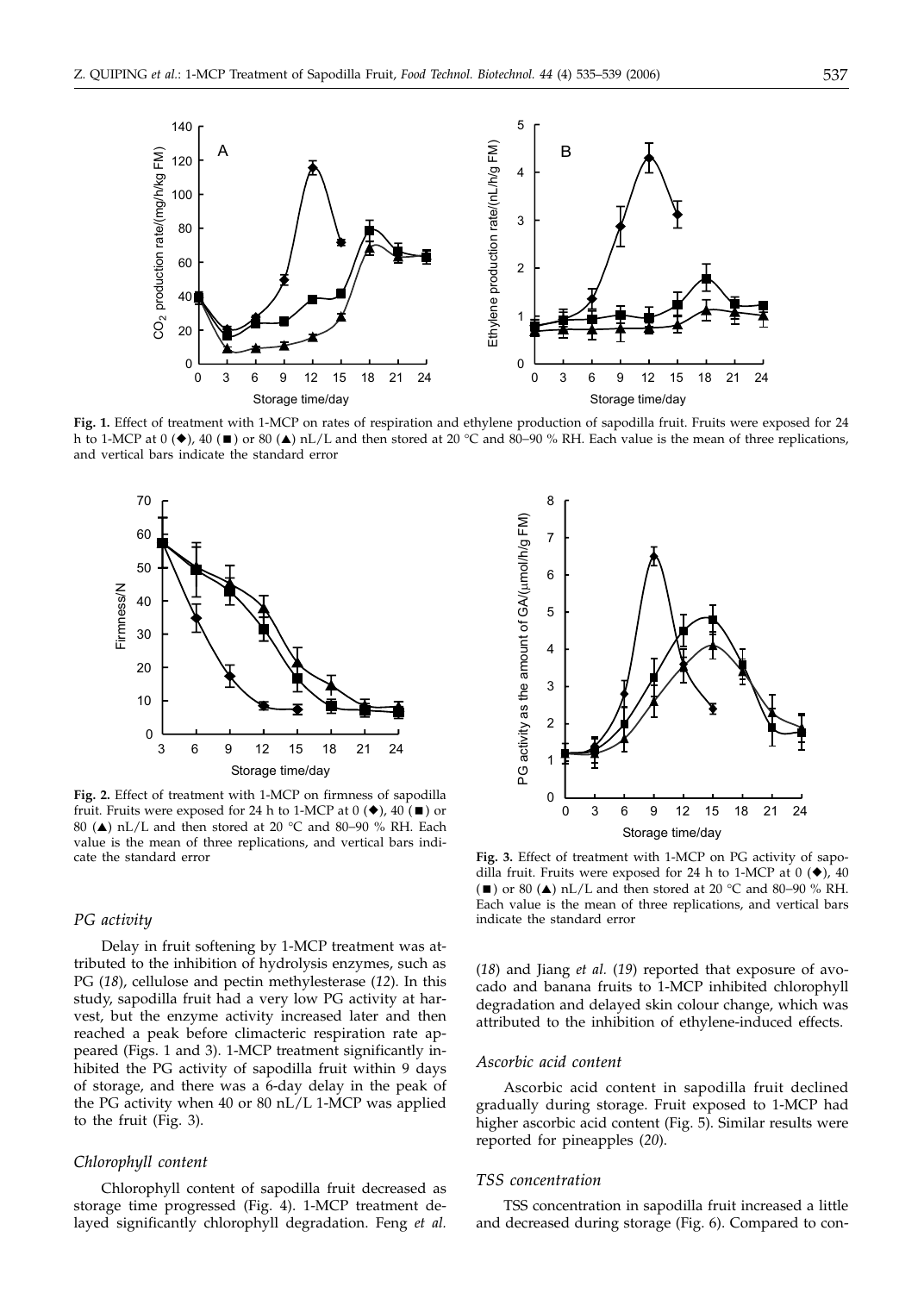**Fig. 1.** Effect of treatment with 1-MCP on rates of respiration and ethylene production of sapodilla fruit. Fruits were exposed for 24 h to 1-MCP at 0 (◆), 40 (■) or 80 (▲) nL/L and then stored at 20 °C and 80–90 % RH. Each value is the mean of three replications, and vertical bars indicate the standard error

**Fig. 2.** Effect of treatment with 1-MCP on firmness of sapodilla fruit. Fruits were exposed for 24 h to 1-MCP at 0 (◆), 40 (■) or 80 (▲) nL/L and then stored at 20 °C and 80–90 % RH. Each value is the mean of three replications, and vertical bars indicate the standard error

**Fig. 3.** Effect of treatment with 1-MCP on PG activity of sapodilla fruit. Fruits were exposed for 24 h to 1-MCP at 0 (◆), 40 (■) or 80 (▲) nL/L and then stored at 20 °C and 80–90 % RH. Each value is the mean of three replications, and vertical bars indicate the standard error

### *PG activity*

Delay in fruit softening by 1-MCP treatment was attributed to the inhibition of hydrolysis enzymes, such as PG (*18*), cellulose and pectin methylesterase (*12*). In this study, sapodilla fruit had a very low PG activity at harvest, but the enzyme activity increased later and then reached a peak before climacteric respiration rate appeared (Figs. 1 and 3). 1-MCP treatment significantly inhibited the PG activity of sapodilla fruit within 9 days of storage, and there was a 6-day delay in the peak of the PG activity when 40 or 80 nL/L 1-MCP was applied to the fruit (Fig. 3).

### *Chlorophyll content*

Chlorophyll content of sapodilla fruit decreased as storage time progressed (Fig. 4). 1-MCP treatment delayed significantly chlorophyll degradation. Feng *et al.* (*18*) and Jiang *et al.* (*19*) reported that exposure of avocado and banana fruits to 1-MCP inhibited chlorophyll degradation and delayed skin colour change, which was attributed to the inhibition of ethylene-induced effects.

### *Ascorbic acid content*

Ascorbic acid content in sapodilla fruit declined gradually during storage. Fruit exposed to 1-MCP had higher ascorbic acid content (Fig. 5). Similar results were reported for pineapples (*20*).

### *TSS concentration*

TSS concentration in sapodilla fruit increased a little and decreased during storage (Fig. 6). Compared to con-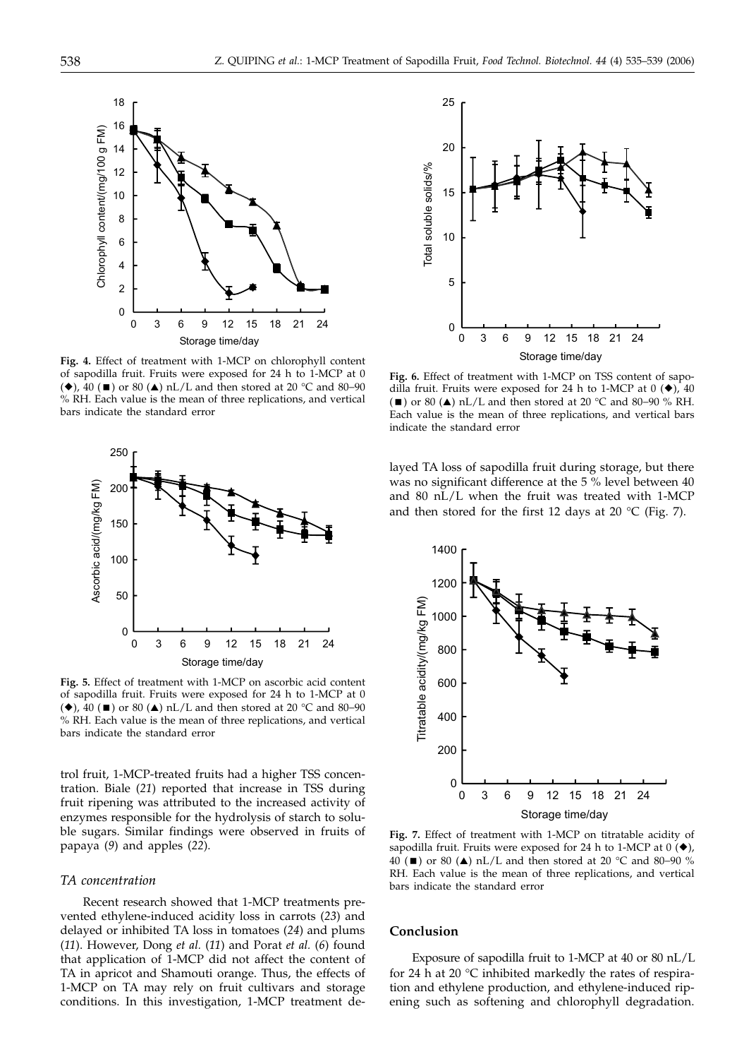**Fig. 4.** Effect of treatment with 1-MCP on chlorophyll content of sapodilla fruit. Fruits were exposed for 24 h to 1-MCP at 0 (◆), 40 (■) or 80 (▲) nL/L and then stored at 20 °C and 80–90 % RH. Each value is the mean of three replications, and vertical bars indicate the standard error

**Fig. 5.** Effect of treatment with 1-MCP on ascorbic acid content of sapodilla fruit. Fruits were exposed for 24 h to 1-MCP at 0 (◆), 40 (■) or 80 (▲) nL/L and then stored at 20 °C and 80–90 % RH. Each value is the mean of three replications, and vertical bars indicate the standard error

trol fruit, 1-MCP-treated fruits had a higher TSS concentration. Biale (*21*) reported that increase in TSS during fruit ripening was attributed to the increased activity of enzymes responsible for the hydrolysis of starch to soluble sugars. Similar findings were observed in fruits of papaya (*9*) and apples (*22*).

### *TA concentration*

Recent research showed that 1-MCP treatments prevented ethylene-induced acidity loss in carrots (*23*) and delayed or inhibited TA loss in tomatoes (*24*) and plums (*11*). However, Dong *et al.* (*11*) and Porat *et al.* (*6*) found that application of 1-MCP did not affect the content of TA in apricot and Shamouti orange. Thus, the effects of 1-MCP on TA may rely on fruit cultivars and storage conditions. In this investigation, 1-MCP treatment delayed TA loss of sapodilla fruit during storage, but there was no significant difference at the 5 % level between 40 and 80 nL/L when the fruit was treated with 1-MCP and then stored for the first 12 days at 20 °C (Fig. 7).

**Fig. 6.** Effect of treatment with 1-MCP on TSS content of sapodilla fruit. Fruits were exposed for 24 h to 1-MCP at 0 (◆), 40 (■) or 80 (▲) nL/L and then stored at 20 °C and 80–90 % RH. Each value is the mean of three replications, and vertical bars indicate the standard error

**Fig. 7.** Effect of treatment with 1-MCP on titratable acidity of sapodilla fruit. Fruits were exposed for 24 h to 1-MCP at 0 (◆), 40 (■) or 80 (▲) nL/L and then stored at 20 °C and 80–90 % RH. Each value is the mean of three replications, and vertical bars indicate the standard error

## Conclusion

Exposure of sapodilla fruit to 1-MCP at 40 or 80 nL/L for 24 h at 20 °C inhibited markedly the rates of respiration and ethylene production, and ethylene-induced ripening such as softening and chlorophyll degradation.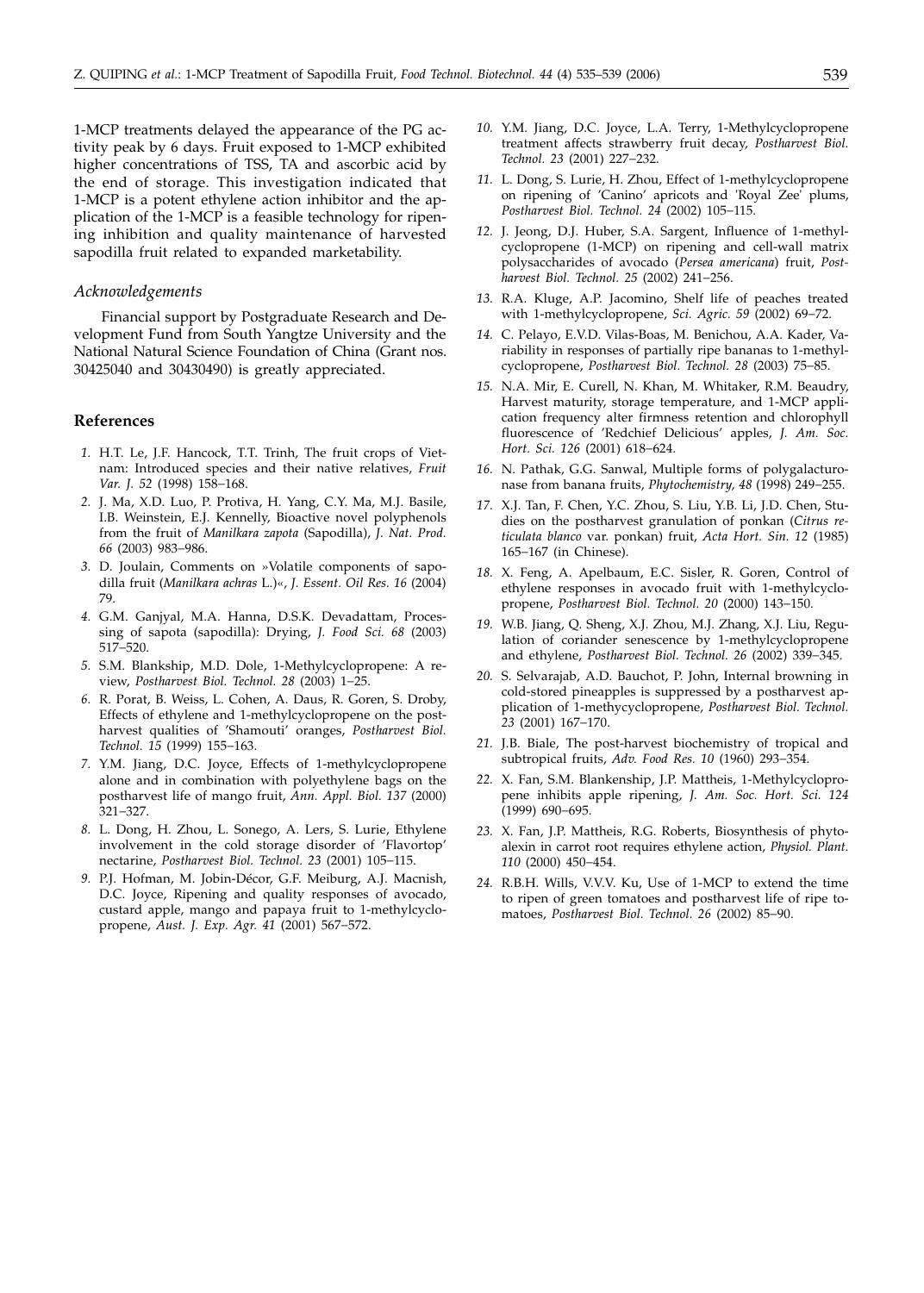1-MCP treatments delayed the appearance of the PG activity peak by 6 days. Fruit exposed to 1-MCP exhibited higher concentrations of TSS, TA and ascorbic acid by the end of storage. This investigation indicated that 1-MCP is a potent ethylene action inhibitor and the application of the 1-MCP is a feasible technology for ripening inhibition and quality maintenance of harvested sapodilla fruit related to expanded marketability.

### *Acknowledgements*

Financial support by Postgraduate Research and Development Fund from South Yangtze University and the National Natural Science Foundation of China (Grant nos. 30425040 and 30430490) is greatly appreciated.

## References

1. H.T. Le, J.F. Hancock, T.T. Trinh, The fruit crops of Vietnam: Introduced species and their native relatives, *Fruit Var. J. 52* (1998) 158–168.
2. J. Ma, X.D. Luo, P. Protiva, H. Yang, C.Y. Ma, M.J. Basile, I.B. Weinstein, E.J. Kennelly, Bioactive novel polyphenols from the fruit of *Manilkara zapota* (Sapodilla), *J. Nat. Prod. 66* (2003) 983–986.
3. D. Joulain, Comments on »Volatile components of sapodilla fruit (*Manilkara achras* L.)«, *J. Essent. Oil Res. 16* (2004) 79.
4. G.M. Ganjyal, M.A. Hanna, D.S.K. Devadattam, Processing of sapota (sapodilla): Drying, *J. Food Sci. 68* (2003) 517–520.
5. S.M. Blankship, M.D. Dole, 1-Methylcyclopropene: A review, *Postharvest Biol. Technol. 28* (2003) 1–25.
6. R. Porat, B. Weiss, L. Cohen, A. Daus, R. Goren, S. Droby, Effects of ethylene and 1-methylcyclopropene on the postharvest qualities of 'Shamouti' oranges, *Postharvest Biol. Technol. 15* (1999) 155–163.
7. Y.M. Jiang, D.C. Joyce, Effects of 1-methylcyclopropene alone and in combination with polyethylene bags on the postharvest life of mango fruit, *Ann. Appl. Biol. 137* (2000) 321–327.
8. L. Dong, H. Zhou, L. Sonego, A. Lers, S. Lurie, Ethylene involvement in the cold storage disorder of 'Flavortop' nectarine, *Postharvest Biol. Technol. 23* (2001) 105–115.
9. P.J. Hofman, M. Jobin-Décor, G.F. Meiburg, A.J. Macnish, D.C. Joyce, Ripening and quality responses of avocado, custard apple, mango and papaya fruit to 1-methylcyclopropene, *Aust. J. Exp. Agr. 41* (2001) 567–572.
10. Y.M. Jiang, D.C. Joyce, L.A. Terry, 1-Methylcyclopropene treatment affects strawberry fruit decay, *Postharvest Biol. Technol. 23* (2001) 227–232.
11. L. Dong, S. Lurie, H. Zhou, Effect of 1-methylcyclopropene on ripening of 'Canino' apricots and 'Royal Zee' plums, *Postharvest Biol. Technol. 24* (2002) 105–115.
12. J. Jeong, D.J. Huber, S.A. Sargent, Influence of 1-methylcyclopropene (1-MCP) on ripening and cell-wall matrix polysaccharides of avocado (*Persea americana*) fruit, *Postharvest Biol. Technol. 25* (2002) 241–256.
13. R.A. Kluge, A.P. Jacomino, Shelf life of peaches treated with 1-methylcyclopropene, *Sci. Agric. 59* (2002) 69–72.
14. C. Pelayo, E.V.D. Vilas-Boas, M. Benichou, A.A. Kader, Variability in responses of partially ripe bananas to 1-methylcyclopropene, *Postharvest Biol. Technol. 28* (2003) 75–85.
15. N.A. Mir, E. Curell, N. Khan, M. Whitaker, R.M. Beaudry, Harvest maturity, storage temperature, and 1-MCP application frequency alter firmness retention and chlorophyll fluorescence of 'Redchief Delicious' apples, *J. Am. Soc. Hort. Sci. 126* (2001) 618–624.
16. N. Pathak, G.G. Sanwal, Multiple forms of polygalacturonase from banana fruits, *Phytochemistry, 48* (1998) 249–255.
17. X.J. Tan, F. Chen, Y.C. Zhou, S. Liu, Y.B. Li, J.D. Chen, Studies on the postharvest granulation of ponkan (*Citrus reticulata blanco* var. ponkan) fruit, *Acta Hort. Sin. 12* (1985) 165–167 (in Chinese).
18. X. Feng, A. Apelbaum, E.C. Sisler, R. Goren, Control of ethylene responses in avocado fruit with 1-methylcyclopropene, *Postharvest Biol. Technol. 20* (2000) 143–150.
19. W.B. Jiang, Q. Sheng, X.J. Zhou, M.J. Zhang, X.J. Liu, Regulation of coriander senescence by 1-methylcyclopropene and ethylene, *Postharvest Biol. Technol. 26* (2002) 339–345.
20. S. Selvarajab, A.D. Bauchot, P. John, Internal browning in cold-stored pineapples is suppressed by a postharvest application of 1-methycyclopropene, *Postharvest Biol. Technol. 23* (2001) 167–170.
21. J.B. Biale, The post-harvest biochemistry of tropical and subtropical fruits, *Adv. Food Res. 10* (1960) 293–354.
22. X. Fan, S.M. Blankenship, J.P. Mattheis, 1-Methylcyclopropene inhibits apple ripening, *J. Am. Soc. Hort. Sci. 124* (1999) 690–695.
23. X. Fan, J.P. Mattheis, R.G. Roberts, Biosynthesis of phytoalexin in carrot root requires ethylene action, *Physiol. Plant. 110* (2000) 450–454.
24. R.B.H. Wills, V.V.V. Ku, Use of 1-MCP to extend the time to ripen of green tomatoes and postharvest life of ripe tomatoes, *Postharvest Biol. Technol. 26* (2002) 85–90.